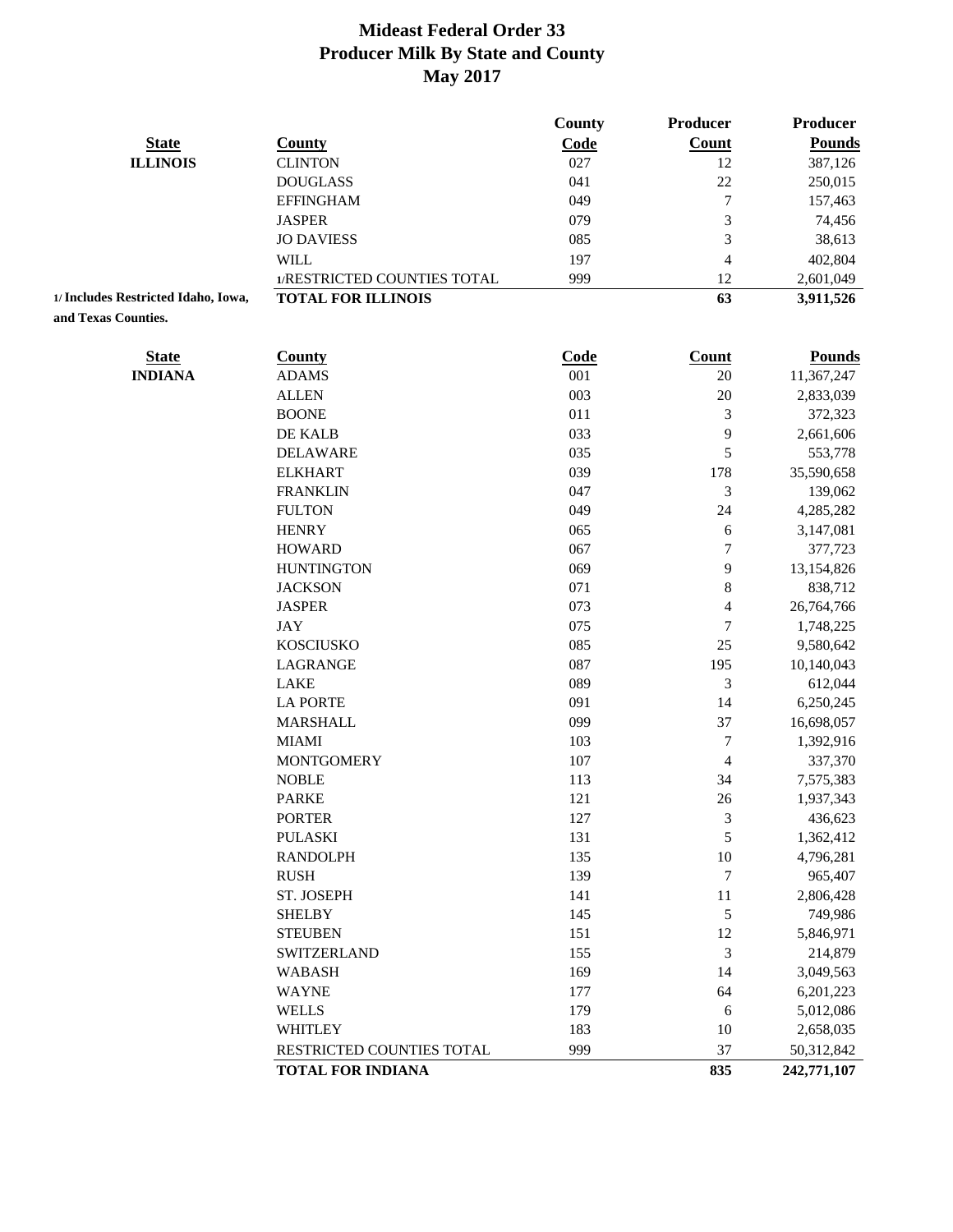# Mideast Federal Order 33
## Producer Milk By State and County
### May 2017

| State | County | County Code | Producer Count | Producer Pounds |
|---|---|---|---|---|
| ILLINOIS | CLINTON | 027 | 12 | 387,126 |
| | DOUGLASS | 041 | 22 | 250,015 |
| | EFFINGHAM | 049 | 7 | 157,463 |
| | JASPER | 079 | 3 | 74,456 |
| | JO DAVIESS | 085 | 3 | 38,613 |
| | WILL | 197 | 4 | 402,804 |
| | 1/RESTRICTED COUNTIES TOTAL | 999 | 12 | 2,601,049 |
| | **TOTAL FOR ILLINOIS** | | **63** | **3,911,526** |

**1/ Includes Restricted Idaho, Iowa, and Texas Counties.**

| State | County | Code | Count | Pounds |
|---|---|---|---|---|
| INDIANA | ADAMS | 001 | 20 | 11,367,247 |
| | ALLEN | 003 | 20 | 2,833,039 |
| | BOONE | 011 | 3 | 372,323 |
| | DE KALB | 033 | 9 | 2,661,606 |
| | DELAWARE | 035 | 5 | 553,778 |
| | ELKHART | 039 | 178 | 35,590,658 |
| | FRANKLIN | 047 | 3 | 139,062 |
| | FULTON | 049 | 24 | 4,285,282 |
| | HENRY | 065 | 6 | 3,147,081 |
| | HOWARD | 067 | 7 | 377,723 |
| | HUNTINGTON | 069 | 9 | 13,154,826 |
| | JACKSON | 071 | 8 | 838,712 |
| | JASPER | 073 | 4 | 26,764,766 |
| | JAY | 075 | 7 | 1,748,225 |
| | KOSCIUSKO | 085 | 25 | 9,580,642 |
| | LAGRANGE | 087 | 195 | 10,140,043 |
| | LAKE | 089 | 3 | 612,044 |
| | LA PORTE | 091 | 14 | 6,250,245 |
| | MARSHALL | 099 | 37 | 16,698,057 |
| | MIAMI | 103 | 7 | 1,392,916 |
| | MONTGOMERY | 107 | 4 | 337,370 |
| | NOBLE | 113 | 34 | 7,575,383 |
| | PARKE | 121 | 26 | 1,937,343 |
| | PORTER | 127 | 3 | 436,623 |
| | PULASKI | 131 | 5 | 1,362,412 |
| | RANDOLPH | 135 | 10 | 4,796,281 |
| | RUSH | 139 | 7 | 965,407 |
| | ST. JOSEPH | 141 | 11 | 2,806,428 |
| | SHELBY | 145 | 5 | 749,986 |
| | STEUBEN | 151 | 12 | 5,846,971 |
| | SWITZERLAND | 155 | 3 | 214,879 |
| | WABASH | 169 | 14 | 3,049,563 |
| | WAYNE | 177 | 64 | 6,201,223 |
| | WELLS | 179 | 6 | 5,012,086 |
| | WHITLEY | 183 | 10 | 2,658,035 |
| | RESTRICTED COUNTIES TOTAL | 999 | 37 | 50,312,842 |
| | **TOTAL FOR INDIANA** | | **835** | **242,771,107** |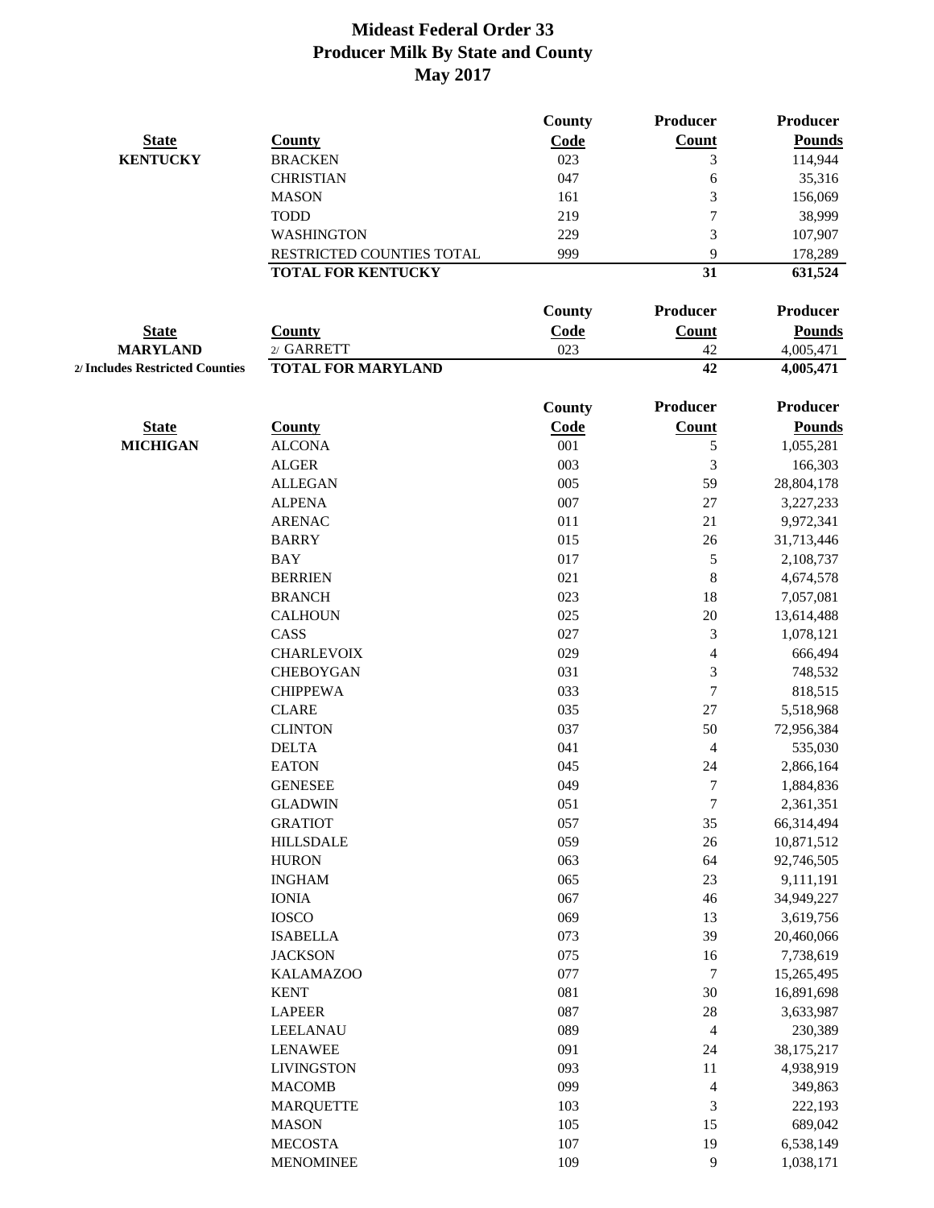# Mideast Federal Order 33
## Producer Milk By State and County
## May 2017

| State | County | County Code | Producer Count | Producer Pounds |
|---|---|---|---|---|
| **KENTUCKY** | BRACKEN | 023 | 3 | 114,944 |
| | CHRISTIAN | 047 | 6 | 35,316 |
| | MASON | 161 | 3 | 156,069 |
| | TODD | 219 | 7 | 38,999 |
| | WASHINGTON | 229 | 3 | 107,907 |
| | RESTRICTED COUNTIES TOTAL | 999 | 9 | 178,289 |
| | **TOTAL FOR KENTUCKY** | | **31** | **631,524** |

| State | County | County Code | Producer Count | Producer Pounds |
|---|---|---|---|---|
| **MARYLAND** | 2/ GARRETT | 023 | 42 | 4,005,471 |
| **2/ Includes Restricted Counties** | **TOTAL FOR MARYLAND** | | **42** | **4,005,471** |

| State | County | County Code | Producer Count | Producer Pounds |
|---|---|---|---|---|
| **MICHIGAN** | ALCONA | 001 | 5 | 1,055,281 |
| | ALGER | 003 | 3 | 166,303 |
| | ALLEGAN | 005 | 59 | 28,804,178 |
| | ALPENA | 007 | 27 | 3,227,233 |
| | ARENAC | 011 | 21 | 9,972,341 |
| | BARRY | 015 | 26 | 31,713,446 |
| | BAY | 017 | 5 | 2,108,737 |
| | BERRIEN | 021 | 8 | 4,674,578 |
| | BRANCH | 023 | 18 | 7,057,081 |
| | CALHOUN | 025 | 20 | 13,614,488 |
| | CASS | 027 | 3 | 1,078,121 |
| | CHARLEVOIX | 029 | 4 | 666,494 |
| | CHEBOYGAN | 031 | 3 | 748,532 |
| | CHIPPEWA | 033 | 7 | 818,515 |
| | CLARE | 035 | 27 | 5,518,968 |
| | CLINTON | 037 | 50 | 72,956,384 |
| | DELTA | 041 | 4 | 535,030 |
| | EATON | 045 | 24 | 2,866,164 |
| | GENESEE | 049 | 7 | 1,884,836 |
| | GLADWIN | 051 | 7 | 2,361,351 |
| | GRATIOT | 057 | 35 | 66,314,494 |
| | HILLSDALE | 059 | 26 | 10,871,512 |
| | HURON | 063 | 64 | 92,746,505 |
| | INGHAM | 065 | 23 | 9,111,191 |
| | IONIA | 067 | 46 | 34,949,227 |
| | IOSCO | 069 | 13 | 3,619,756 |
| | ISABELLA | 073 | 39 | 20,460,066 |
| | JACKSON | 075 | 16 | 7,738,619 |
| | KALAMAZOO | 077 | 7 | 15,265,495 |
| | KENT | 081 | 30 | 16,891,698 |
| | LAPEER | 087 | 28 | 3,633,987 |
| | LEELANAU | 089 | 4 | 230,389 |
| | LENAWEE | 091 | 24 | 38,175,217 |
| | LIVINGSTON | 093 | 11 | 4,938,919 |
| | MACOMB | 099 | 4 | 349,863 |
| | MARQUETTE | 103 | 3 | 222,193 |
| | MASON | 105 | 15 | 689,042 |
| | MECOSTA | 107 | 19 | 6,538,149 |
| | MENOMINEE | 109 | 9 | 1,038,171 |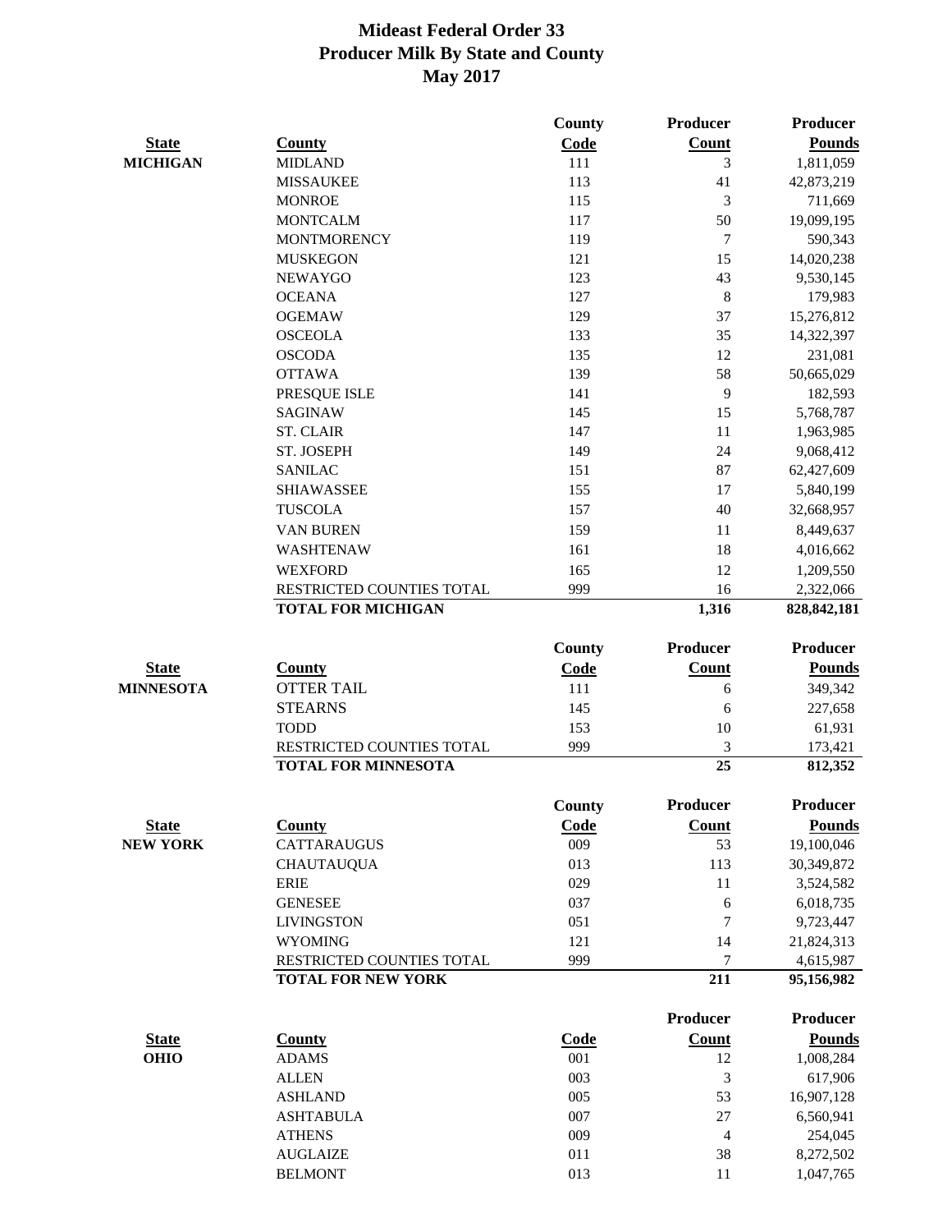# Mideast Federal Order 33
## Producer Milk By State and County
### May 2017

| State | County | County Code | Producer Count | Producer Pounds |
|---|---|---|---|---|
| **MICHIGAN** | MIDLAND | 111 | 3 | 1,811,059 |
| | MISSAUKEE | 113 | 41 | 42,873,219 |
| | MONROE | 115 | 3 | 711,669 |
| | MONTCALM | 117 | 50 | 19,099,195 |
| | MONTMORENCY | 119 | 7 | 590,343 |
| | MUSKEGON | 121 | 15 | 14,020,238 |
| | NEWAYGO | 123 | 43 | 9,530,145 |
| | OCEANA | 127 | 8 | 179,983 |
| | OGEMAW | 129 | 37 | 15,276,812 |
| | OSCEOLA | 133 | 35 | 14,322,397 |
| | OSCODA | 135 | 12 | 231,081 |
| | OTTAWA | 139 | 58 | 50,665,029 |
| | PRESQUE ISLE | 141 | 9 | 182,593 |
| | SAGINAW | 145 | 15 | 5,768,787 |
| | ST. CLAIR | 147 | 11 | 1,963,985 |
| | ST. JOSEPH | 149 | 24 | 9,068,412 |
| | SANILAC | 151 | 87 | 62,427,609 |
| | SHIAWASSEE | 155 | 17 | 5,840,199 |
| | TUSCOLA | 157 | 40 | 32,668,957 |
| | VAN BUREN | 159 | 11 | 8,449,637 |
| | WASHTENAW | 161 | 18 | 4,016,662 |
| | WEXFORD | 165 | 12 | 1,209,550 |
| | RESTRICTED COUNTIES TOTAL | 999 | 16 | 2,322,066 |
| | **TOTAL FOR MICHIGAN** | | **1,316** | **828,842,181** |

| State | County | County Code | Producer Count | Producer Pounds |
|---|---|---|---|---|
| **MINNESOTA** | OTTER TAIL | 111 | 6 | 349,342 |
| | STEARNS | 145 | 6 | 227,658 |
| | TODD | 153 | 10 | 61,931 |
| | RESTRICTED COUNTIES TOTAL | 999 | 3 | 173,421 |
| | **TOTAL FOR MINNESOTA** | | **25** | **812,352** |

| State | County | County Code | Producer Count | Producer Pounds |
|---|---|---|---|---|
| **NEW YORK** | CATTARAUGUS | 009 | 53 | 19,100,046 |
| | CHAUTAUQUA | 013 | 113 | 30,349,872 |
| | ERIE | 029 | 11 | 3,524,582 |
| | GENESEE | 037 | 6 | 6,018,735 |
| | LIVINGSTON | 051 | 7 | 9,723,447 |
| | WYOMING | 121 | 14 | 21,824,313 |
| | RESTRICTED COUNTIES TOTAL | 999 | 7 | 4,615,987 |
| | **TOTAL FOR NEW YORK** | | **211** | **95,156,982** |

| State | County | Code | Producer Count | Producer Pounds |
|---|---|---|---|---|
| **OHIO** | ADAMS | 001 | 12 | 1,008,284 |
| | ALLEN | 003 | 3 | 617,906 |
| | ASHLAND | 005 | 53 | 16,907,128 |
| | ASHTABULA | 007 | 27 | 6,560,941 |
| | ATHENS | 009 | 4 | 254,045 |
| | AUGLAIZE | 011 | 38 | 8,272,502 |
| | BELMONT | 013 | 11 | 1,047,765 |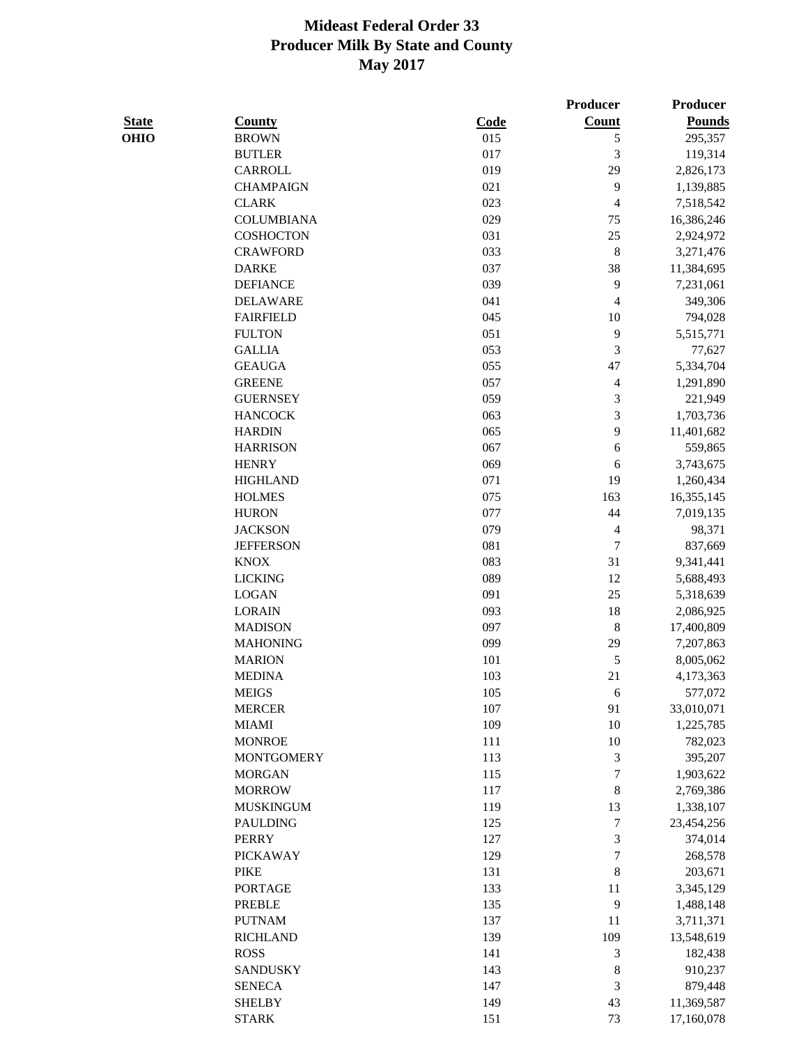# Mideast Federal Order 33
## Producer Milk By State and County
## May 2017

| State | County | Code | Producer Count | Producer Pounds |
|---|---|---|---|---|
| OHIO | BROWN | 015 | 5 | 295,357 |
| | BUTLER | 017 | 3 | 119,314 |
| | CARROLL | 019 | 29 | 2,826,173 |
| | CHAMPAIGN | 021 | 9 | 1,139,885 |
| | CLARK | 023 | 4 | 7,518,542 |
| | COLUMBIANA | 029 | 75 | 16,386,246 |
| | COSHOCTON | 031 | 25 | 2,924,972 |
| | CRAWFORD | 033 | 8 | 3,271,476 |
| | DARKE | 037 | 38 | 11,384,695 |
| | DEFIANCE | 039 | 9 | 7,231,061 |
| | DELAWARE | 041 | 4 | 349,306 |
| | FAIRFIELD | 045 | 10 | 794,028 |
| | FULTON | 051 | 9 | 5,515,771 |
| | GALLIA | 053 | 3 | 77,627 |
| | GEAUGA | 055 | 47 | 5,334,704 |
| | GREENE | 057 | 4 | 1,291,890 |
| | GUERNSEY | 059 | 3 | 221,949 |
| | HANCOCK | 063 | 3 | 1,703,736 |
| | HARDIN | 065 | 9 | 11,401,682 |
| | HARRISON | 067 | 6 | 559,865 |
| | HENRY | 069 | 6 | 3,743,675 |
| | HIGHLAND | 071 | 19 | 1,260,434 |
| | HOLMES | 075 | 163 | 16,355,145 |
| | HURON | 077 | 44 | 7,019,135 |
| | JACKSON | 079 | 4 | 98,371 |
| | JEFFERSON | 081 | 7 | 837,669 |
| | KNOX | 083 | 31 | 9,341,441 |
| | LICKING | 089 | 12 | 5,688,493 |
| | LOGAN | 091 | 25 | 5,318,639 |
| | LORAIN | 093 | 18 | 2,086,925 |
| | MADISON | 097 | 8 | 17,400,809 |
| | MAHONING | 099 | 29 | 7,207,863 |
| | MARION | 101 | 5 | 8,005,062 |
| | MEDINA | 103 | 21 | 4,173,363 |
| | MEIGS | 105 | 6 | 577,072 |
| | MERCER | 107 | 91 | 33,010,071 |
| | MIAMI | 109 | 10 | 1,225,785 |
| | MONROE | 111 | 10 | 782,023 |
| | MONTGOMERY | 113 | 3 | 395,207 |
| | MORGAN | 115 | 7 | 1,903,622 |
| | MORROW | 117 | 8 | 2,769,386 |
| | MUSKINGUM | 119 | 13 | 1,338,107 |
| | PAULDING | 125 | 7 | 23,454,256 |
| | PERRY | 127 | 3 | 374,014 |
| | PICKAWAY | 129 | 7 | 268,578 |
| | PIKE | 131 | 8 | 203,671 |
| | PORTAGE | 133 | 11 | 3,345,129 |
| | PREBLE | 135 | 9 | 1,488,148 |
| | PUTNAM | 137 | 11 | 3,711,371 |
| | RICHLAND | 139 | 109 | 13,548,619 |
| | ROSS | 141 | 3 | 182,438 |
| | SANDUSKY | 143 | 8 | 910,237 |
| | SENECA | 147 | 3 | 879,448 |
| | SHELBY | 149 | 43 | 11,369,587 |
| | STARK | 151 | 73 | 17,160,078 |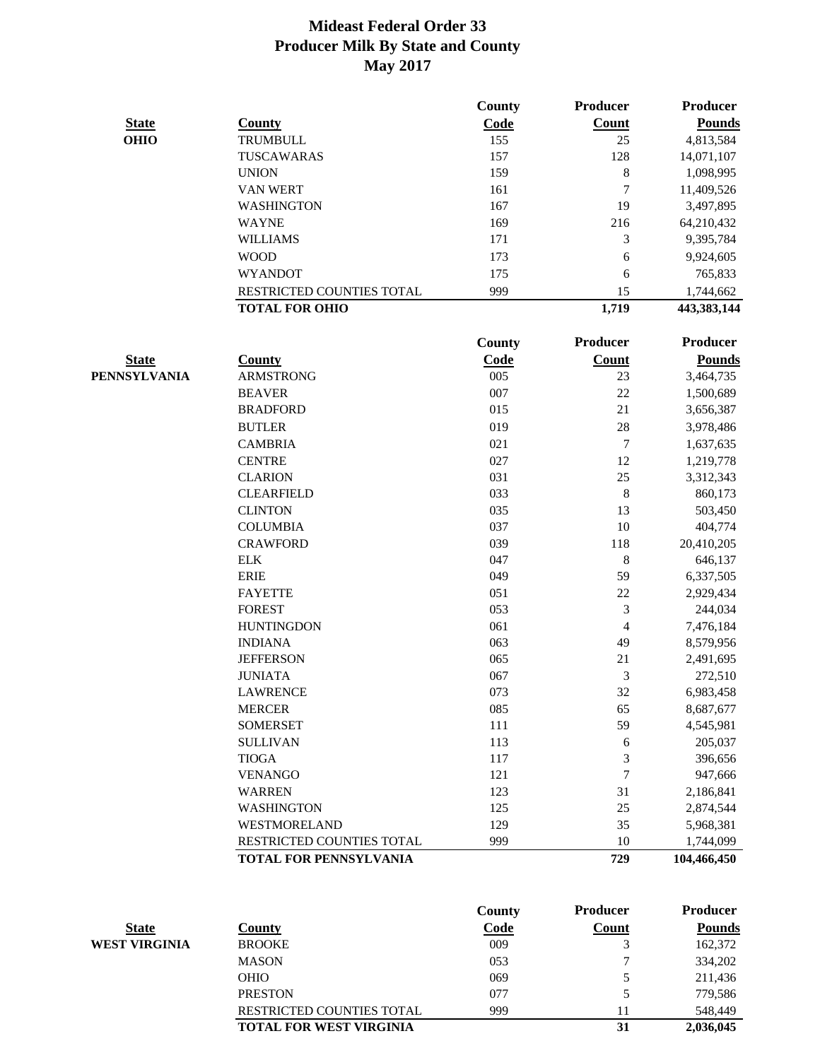# Mideast Federal Order 33
## Producer Milk By State and County
## May 2017

| State | County | County Code | Producer Count | Producer Pounds |
|---|---|---|---|---|
| **OHIO** | TRUMBULL | 155 | 25 | 4,813,584 |
| | TUSCAWARAS | 157 | 128 | 14,071,107 |
| | UNION | 159 | 8 | 1,098,995 |
| | VAN WERT | 161 | 7 | 11,409,526 |
| | WASHINGTON | 167 | 19 | 3,497,895 |
| | WAYNE | 169 | 216 | 64,210,432 |
| | WILLIAMS | 171 | 3 | 9,395,784 |
| | WOOD | 173 | 6 | 9,924,605 |
| | WYANDOT | 175 | 6 | 765,833 |
| | RESTRICTED COUNTIES TOTAL | 999 | 15 | 1,744,662 |
| | **TOTAL FOR OHIO** | | **1,719** | **443,383,144** |

| State | County | County Code | Producer Count | Producer Pounds |
|---|---|---|---|---|
| **PENNSYLVANIA** | ARMSTRONG | 005 | 23 | 3,464,735 |
| | BEAVER | 007 | 22 | 1,500,689 |
| | BRADFORD | 015 | 21 | 3,656,387 |
| | BUTLER | 019 | 28 | 3,978,486 |
| | CAMBRIA | 021 | 7 | 1,637,635 |
| | CENTRE | 027 | 12 | 1,219,778 |
| | CLARION | 031 | 25 | 3,312,343 |
| | CLEARFIELD | 033 | 8 | 860,173 |
| | CLINTON | 035 | 13 | 503,450 |
| | COLUMBIA | 037 | 10 | 404,774 |
| | CRAWFORD | 039 | 118 | 20,410,205 |
| | ELK | 047 | 8 | 646,137 |
| | ERIE | 049 | 59 | 6,337,505 |
| | FAYETTE | 051 | 22 | 2,929,434 |
| | FOREST | 053 | 3 | 244,034 |
| | HUNTINGDON | 061 | 4 | 7,476,184 |
| | INDIANA | 063 | 49 | 8,579,956 |
| | JEFFERSON | 065 | 21 | 2,491,695 |
| | JUNIATA | 067 | 3 | 272,510 |
| | LAWRENCE | 073 | 32 | 6,983,458 |
| | MERCER | 085 | 65 | 8,687,677 |
| | SOMERSET | 111 | 59 | 4,545,981 |
| | SULLIVAN | 113 | 6 | 205,037 |
| | TIOGA | 117 | 3 | 396,656 |
| | VENANGO | 121 | 7 | 947,666 |
| | WARREN | 123 | 31 | 2,186,841 |
| | WASHINGTON | 125 | 25 | 2,874,544 |
| | WESTMORELAND | 129 | 35 | 5,968,381 |
| | RESTRICTED COUNTIES TOTAL | 999 | 10 | 1,744,099 |
| | **TOTAL FOR PENNSYLVANIA** | | **729** | **104,466,450** |

| State | County | County Code | Producer Count | Producer Pounds |
|---|---|---|---|---|
| **WEST VIRGINIA** | BROOKE | 009 | 3 | 162,372 |
| | MASON | 053 | 7 | 334,202 |
| | OHIO | 069 | 5 | 211,436 |
| | PRESTON | 077 | 5 | 779,586 |
| | RESTRICTED COUNTIES TOTAL | 999 | 11 | 548,449 |
| | **TOTAL FOR WEST VIRGINIA** | | **31** | **2,036,045** |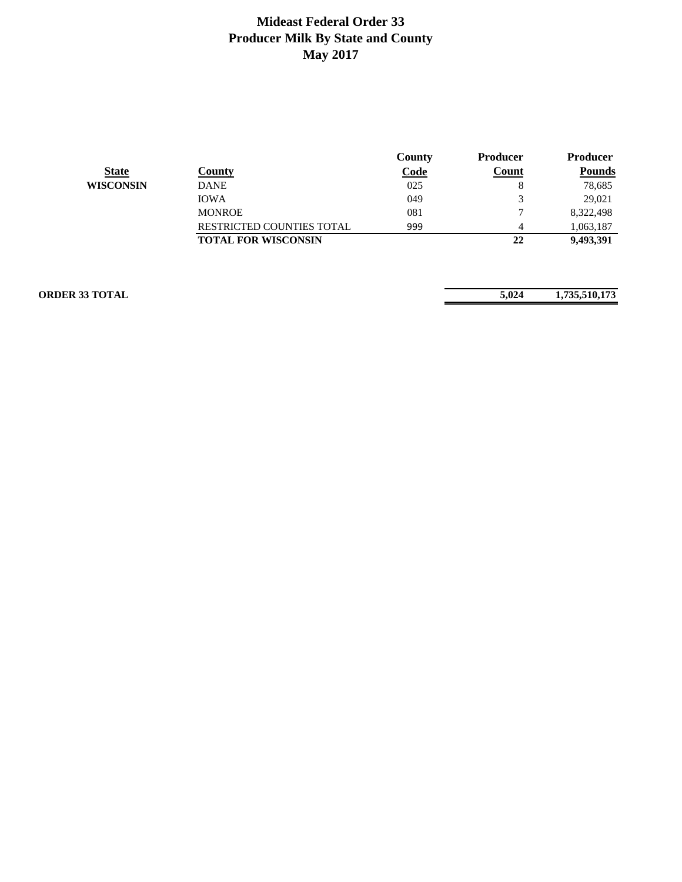# Mideast Federal Order 33
# Producer Milk By State and County
# May 2017

| State | County | County Code | Producer Count | Producer Pounds |
|---|---|---|---|---|
| WISCONSIN | DANE | 025 | 8 | 78,685 |
| | IOWA | 049 | 3 | 29,021 |
| | MONROE | 081 | 7 | 8,322,498 |
| | RESTRICTED COUNTIES TOTAL | 999 | 4 | 1,063,187 |
| | **TOTAL FOR WISCONSIN** | | **22** | **9,493,391** |
| **ORDER 33 TOTAL** | | | **5,024** | **1,735,510,173** |